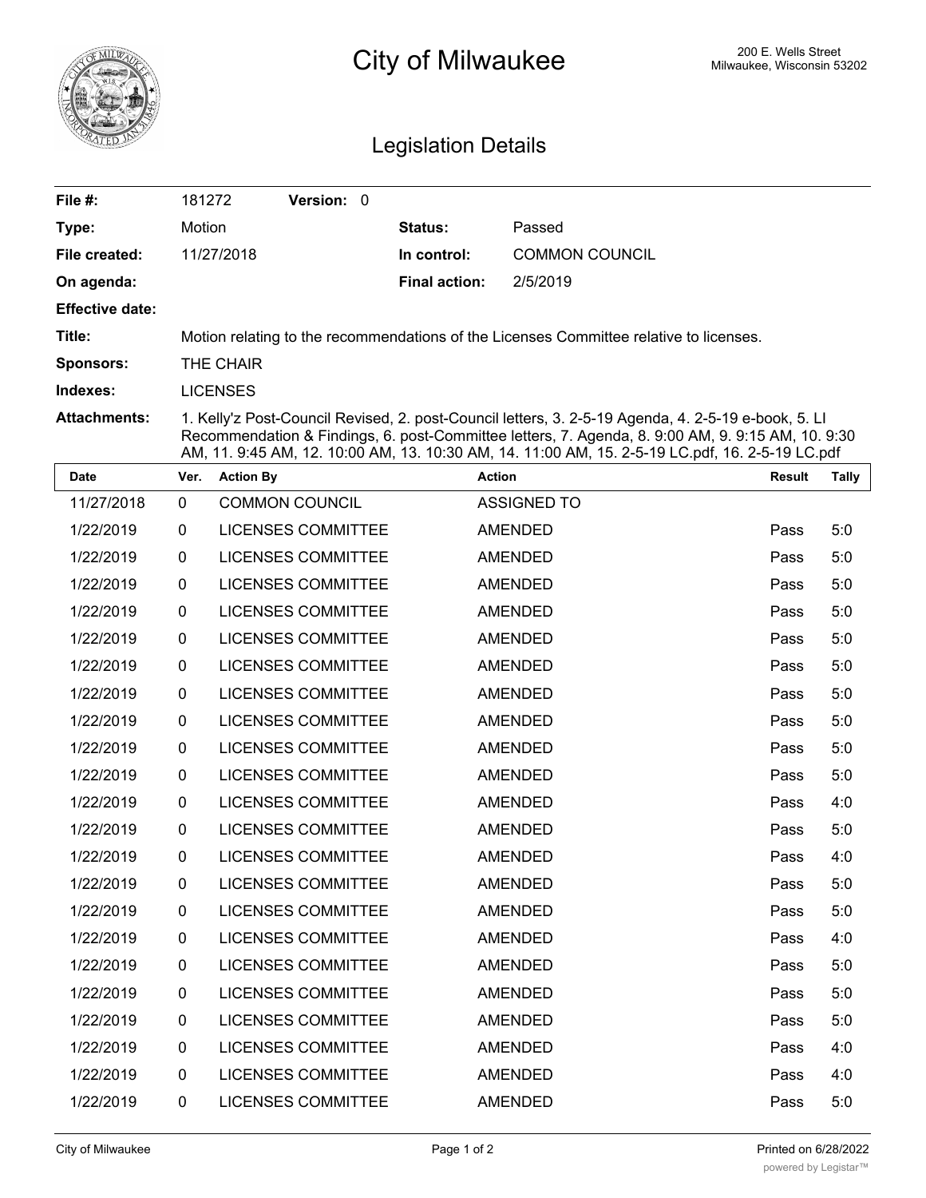# City of Milwaukee

200 E. Wells Street
Milwaukee, Wisconsin 53202

## Legislation Details

| | | | |
|---|---|---|---|
| **File #:** | 181272 **Version:** 0 | | |
| **Type:** | Motion | **Status:** | Passed |
| **File created:** | 11/27/2018 | **In control:** | COMMON COUNCIL |
| **On agenda:** | | **Final action:** | 2/5/2019 |
| **Effective date:** | | | |
| **Title:** | Motion relating to the recommendations of the Licenses Committee relative to licenses. | | |
| **Sponsors:** | THE CHAIR | | |
| **Indexes:** | LICENSES | | |
| **Attachments:** | 1. Kelly'z Post-Council Revised, 2. post-Council letters, 3. 2-5-19 Agenda, 4. 2-5-19 e-book, 5. LI Recommendation & Findings, 6. post-Committee letters, 7. Agenda, 8. 9:00 AM, 9. 9:15 AM, 10. 9:30 AM, 11. 9:45 AM, 12. 10:00 AM, 13. 10:30 AM, 14. 11:00 AM, 15. 2-5-19 LC.pdf, 16. 2-5-19 LC.pdf | | |

| Date | Ver. | Action By | Action | Result | Tally |
|---|---|---|---|---|---|
| 11/27/2018 | 0 | COMMON COUNCIL | ASSIGNED TO | | |
| 1/22/2019 | 0 | LICENSES COMMITTEE | AMENDED | Pass | 5:0 |
| 1/22/2019 | 0 | LICENSES COMMITTEE | AMENDED | Pass | 5:0 |
| 1/22/2019 | 0 | LICENSES COMMITTEE | AMENDED | Pass | 5:0 |
| 1/22/2019 | 0 | LICENSES COMMITTEE | AMENDED | Pass | 5:0 |
| 1/22/2019 | 0 | LICENSES COMMITTEE | AMENDED | Pass | 5:0 |
| 1/22/2019 | 0 | LICENSES COMMITTEE | AMENDED | Pass | 5:0 |
| 1/22/2019 | 0 | LICENSES COMMITTEE | AMENDED | Pass | 5:0 |
| 1/22/2019 | 0 | LICENSES COMMITTEE | AMENDED | Pass | 5:0 |
| 1/22/2019 | 0 | LICENSES COMMITTEE | AMENDED | Pass | 5:0 |
| 1/22/2019 | 0 | LICENSES COMMITTEE | AMENDED | Pass | 5:0 |
| 1/22/2019 | 0 | LICENSES COMMITTEE | AMENDED | Pass | 4:0 |
| 1/22/2019 | 0 | LICENSES COMMITTEE | AMENDED | Pass | 5:0 |
| 1/22/2019 | 0 | LICENSES COMMITTEE | AMENDED | Pass | 4:0 |
| 1/22/2019 | 0 | LICENSES COMMITTEE | AMENDED | Pass | 5:0 |
| 1/22/2019 | 0 | LICENSES COMMITTEE | AMENDED | Pass | 5:0 |
| 1/22/2019 | 0 | LICENSES COMMITTEE | AMENDED | Pass | 4:0 |
| 1/22/2019 | 0 | LICENSES COMMITTEE | AMENDED | Pass | 5:0 |
| 1/22/2019 | 0 | LICENSES COMMITTEE | AMENDED | Pass | 5:0 |
| 1/22/2019 | 0 | LICENSES COMMITTEE | AMENDED | Pass | 5:0 |
| 1/22/2019 | 0 | LICENSES COMMITTEE | AMENDED | Pass | 4:0 |
| 1/22/2019 | 0 | LICENSES COMMITTEE | AMENDED | Pass | 4:0 |
| 1/22/2019 | 0 | LICENSES COMMITTEE | AMENDED | Pass | 5:0 |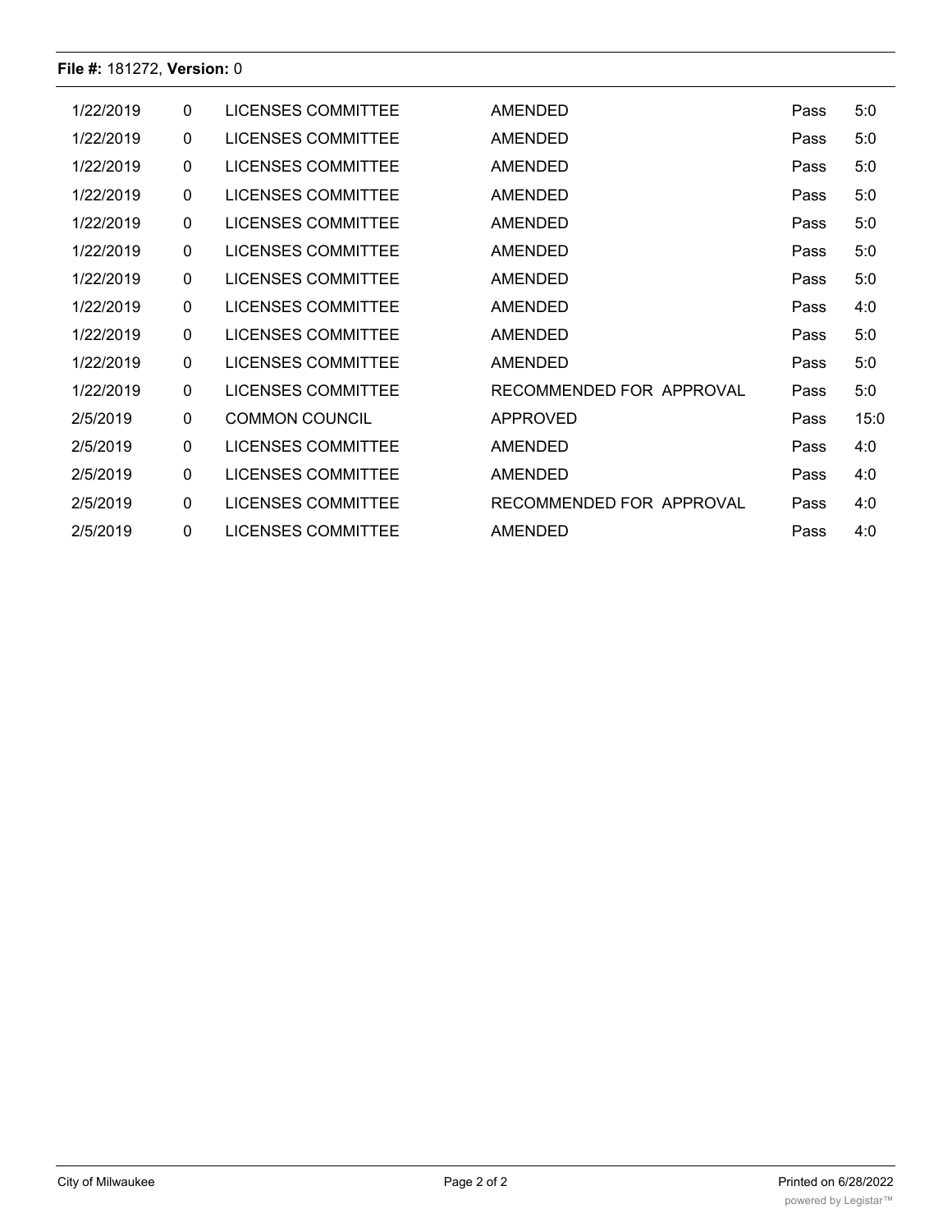**File #:** 181272, **Version:** 0

| | | | | | |
|---|---|---|---|---|---|
| 1/22/2019 | 0 | LICENSES COMMITTEE | AMENDED | Pass | 5:0 |
| 1/22/2019 | 0 | LICENSES COMMITTEE | AMENDED | Pass | 5:0 |
| 1/22/2019 | 0 | LICENSES COMMITTEE | AMENDED | Pass | 5:0 |
| 1/22/2019 | 0 | LICENSES COMMITTEE | AMENDED | Pass | 5:0 |
| 1/22/2019 | 0 | LICENSES COMMITTEE | AMENDED | Pass | 5:0 |
| 1/22/2019 | 0 | LICENSES COMMITTEE | AMENDED | Pass | 5:0 |
| 1/22/2019 | 0 | LICENSES COMMITTEE | AMENDED | Pass | 5:0 |
| 1/22/2019 | 0 | LICENSES COMMITTEE | AMENDED | Pass | 4:0 |
| 1/22/2019 | 0 | LICENSES COMMITTEE | AMENDED | Pass | 5:0 |
| 1/22/2019 | 0 | LICENSES COMMITTEE | AMENDED | Pass | 5:0 |
| 1/22/2019 | 0 | LICENSES COMMITTEE | RECOMMENDED FOR APPROVAL | Pass | 5:0 |
| 2/5/2019 | 0 | COMMON COUNCIL | APPROVED | Pass | 15:0 |
| 2/5/2019 | 0 | LICENSES COMMITTEE | AMENDED | Pass | 4:0 |
| 2/5/2019 | 0 | LICENSES COMMITTEE | AMENDED | Pass | 4:0 |
| 2/5/2019 | 0 | LICENSES COMMITTEE | RECOMMENDED FOR APPROVAL | Pass | 4:0 |
| 2/5/2019 | 0 | LICENSES COMMITTEE | AMENDED | Pass | 4:0 |